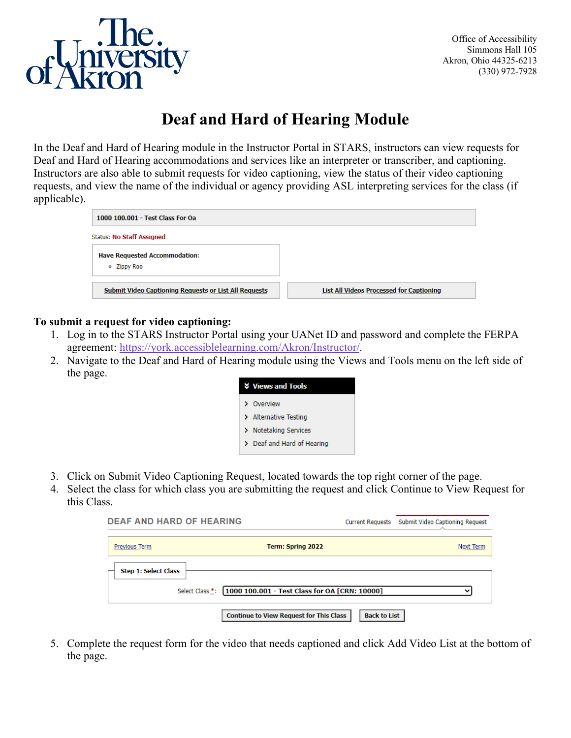Office of Accessibility
Simmons Hall 105
Akron, Ohio 44325-6213
(330) 972-7928

# Deaf and Hard of Hearing Module

In the Deaf and Hard of Hearing module in the Instructor Portal in STARS, instructors can view requests for Deaf and Hard of Hearing accommodations and services like an interpreter or transcriber, and captioning. Instructors are also able to submit requests for video captioning, view the status of their video captioning requests, and view the name of the individual or agency providing ASL interpreting services for the class (if applicable).

1000 100.001 - Test Class For Oa

Status: No Staff Assigned

**Have Requested Accommodation:**
- Zippy Roo

Submit Video Captioning Requests or List All Requests | List All Videos Processed for Captioning

**To submit a request for video captioning:**

1. Log in to the STARS Instructor Portal using your UANet ID and password and complete the FERPA agreement: https://york.accessiblelearning.com/Akron/Instructor/.
2. Navigate to the Deaf and Hard of Hearing module using the Views and Tools menu on the left side of the page.

   **Views and Tools**
   - Overview
   - Alternative Testing
   - Notetaking Services
   - Deaf and Hard of Hearing

3. Click on Submit Video Captioning Request, located towards the top right corner of the page.
4. Select the class for which class you are submitting the request and click Continue to View Request for this Class.

   DEAF AND HARD OF HEARING — Current Requests | Submit Video Captioning Request

   Previous Term | Term: Spring 2022 | Next Term

   **Step 1: Select Class**

   Select Class *: 1000 100.001 - Test Class for OA [CRN: 10000]

   Continue to View Request for This Class | Back to List

5. Complete the request form for the video that needs captioned and click Add Video List at the bottom of the page.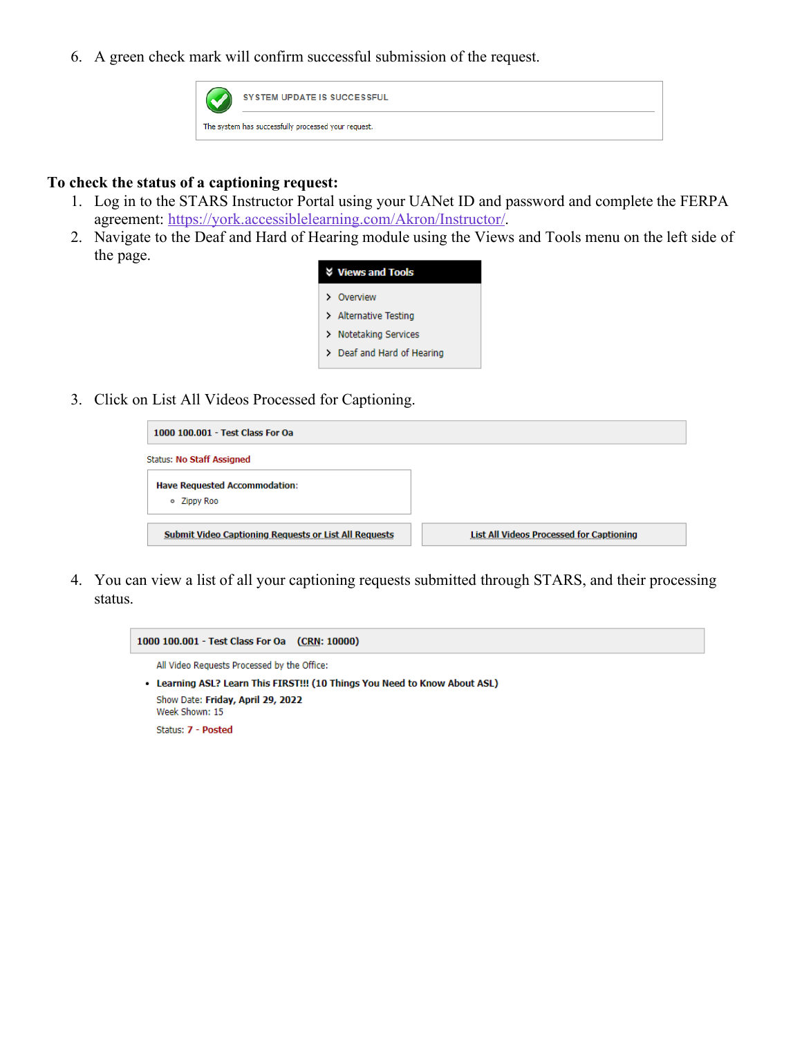6. A green check mark will confirm successful submission of the request.

SYSTEM UPDATE IS SUCCESSFUL

The system has successfully processed your request.

**To check the status of a captioning request:**

1. Log in to the STARS Instructor Portal using your UANet ID and password and complete the FERPA agreement: https://york.accessiblelearning.com/Akron/Instructor/.
2. Navigate to the Deaf and Hard of Hearing module using the Views and Tools menu on the left side of the page.

   **Views and Tools**
   - Overview
   - Alternative Testing
   - Notetaking Services
   - Deaf and Hard of Hearing

3. Click on List All Videos Processed for Captioning.

   **1000 100.001 - Test Class For Oa**

   Status: **No Staff Assigned**

   **Have Requested Accommodation:**
   - Zippy Roo

   Submit Video Captioning Requests or List All Requests | List All Videos Processed for Captioning

4. You can view a list of all your captioning requests submitted through STARS, and their processing status.

   **1000 100.001 - Test Class For Oa (CRN: 10000)**

   All Video Requests Processed by the Office:
   - **Learning ASL? Learn This FIRST!!! (10 Things You Need to Know About ASL)**

   Show Date: **Friday, April 29, 2022**
   Week Shown: 15

   Status: **7 - Posted**